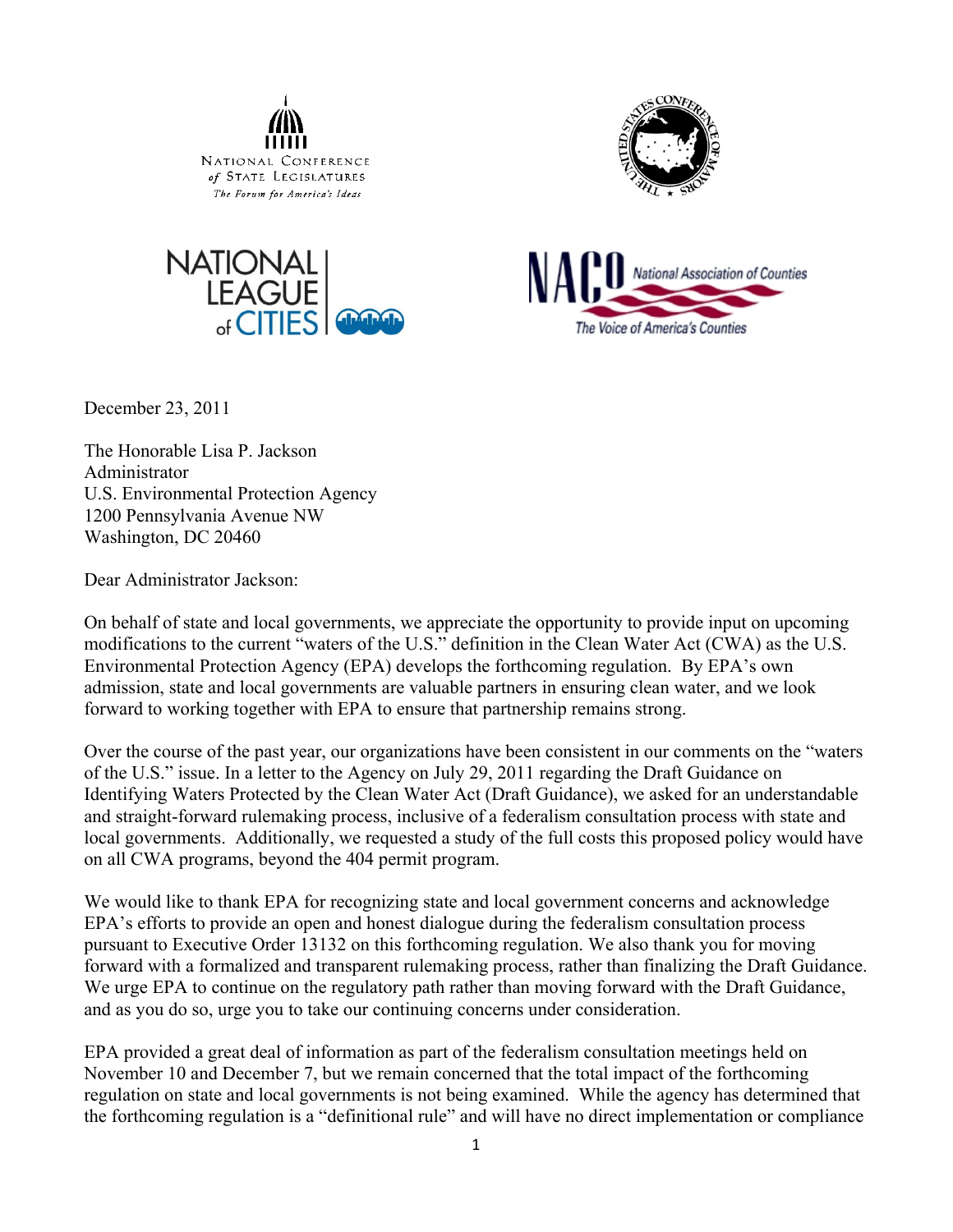NATIONAL CONFERENCE of STATE LEGISLATURES
*The Forum for America's Ideas*

THE UNITED STATES CONFERENCE OF MAYORS

NATIONAL LEAGUE of CITIES

NACo National Association of Counties
*The Voice of America's Counties*

December 23, 2011

The Honorable Lisa P. Jackson
Administrator
U.S. Environmental Protection Agency
1200 Pennsylvania Avenue NW
Washington, DC 20460

Dear Administrator Jackson:

On behalf of state and local governments, we appreciate the opportunity to provide input on upcoming modifications to the current "waters of the U.S." definition in the Clean Water Act (CWA) as the U.S. Environmental Protection Agency (EPA) develops the forthcoming regulation. By EPA's own admission, state and local governments are valuable partners in ensuring clean water, and we look forward to working together with EPA to ensure that partnership remains strong.

Over the course of the past year, our organizations have been consistent in our comments on the "waters of the U.S." issue. In a letter to the Agency on July 29, 2011 regarding the Draft Guidance on Identifying Waters Protected by the Clean Water Act (Draft Guidance), we asked for an understandable and straight-forward rulemaking process, inclusive of a federalism consultation process with state and local governments. Additionally, we requested a study of the full costs this proposed policy would have on all CWA programs, beyond the 404 permit program.

We would like to thank EPA for recognizing state and local government concerns and acknowledge EPA's efforts to provide an open and honest dialogue during the federalism consultation process pursuant to Executive Order 13132 on this forthcoming regulation. We also thank you for moving forward with a formalized and transparent rulemaking process, rather than finalizing the Draft Guidance. We urge EPA to continue on the regulatory path rather than moving forward with the Draft Guidance, and as you do so, urge you to take our continuing concerns under consideration.

EPA provided a great deal of information as part of the federalism consultation meetings held on November 10 and December 7, but we remain concerned that the total impact of the forthcoming regulation on state and local governments is not being examined. While the agency has determined that the forthcoming regulation is a "definitional rule" and will have no direct implementation or compliance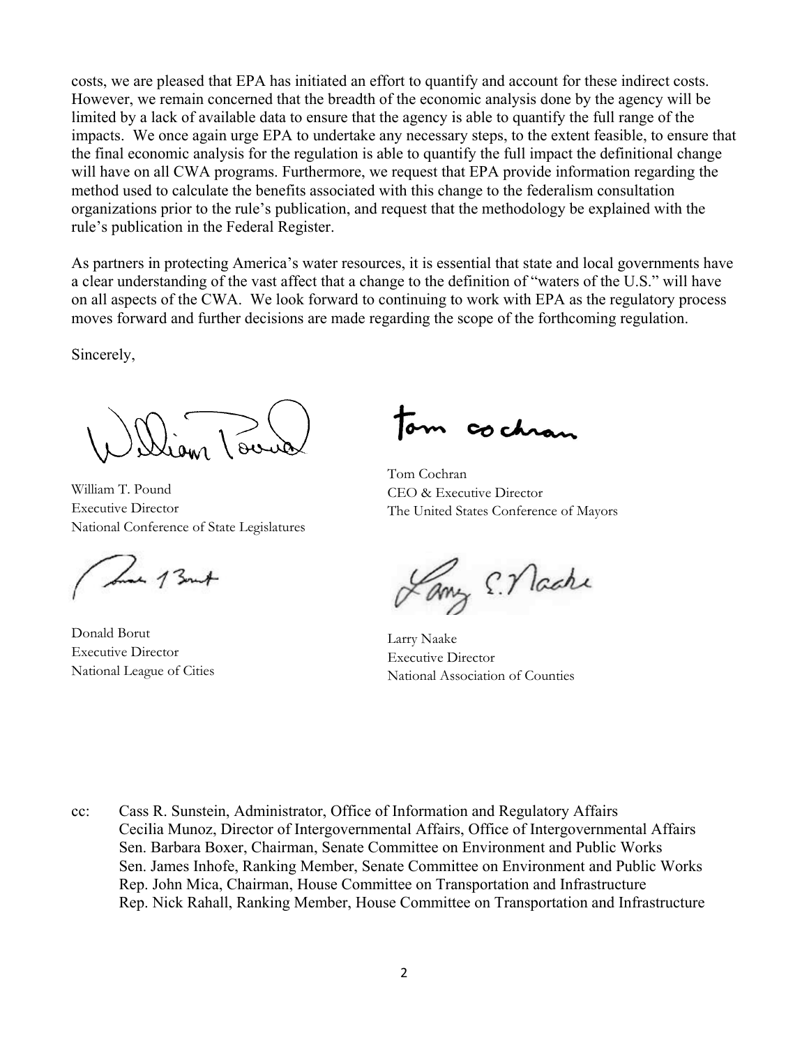costs, we are pleased that EPA has initiated an effort to quantify and account for these indirect costs. However, we remain concerned that the breadth of the economic analysis done by the agency will be limited by a lack of available data to ensure that the agency is able to quantify the full range of the impacts. We once again urge EPA to undertake any necessary steps, to the extent feasible, to ensure that the final economic analysis for the regulation is able to quantify the full impact the definitional change will have on all CWA programs. Furthermore, we request that EPA provide information regarding the method used to calculate the benefits associated with this change to the federalism consultation organizations prior to the rule's publication, and request that the methodology be explained with the rule's publication in the Federal Register.

As partners in protecting America's water resources, it is essential that state and local governments have a clear understanding of the vast affect that a change to the definition of "waters of the U.S." will have on all aspects of the CWA. We look forward to continuing to work with EPA as the regulatory process moves forward and further decisions are made regarding the scope of the forthcoming regulation.

Sincerely,

William T. Pound
Executive Director
National Conference of State Legislatures

Tom Cochran
CEO & Executive Director
The United States Conference of Mayors

Donald Borut
Executive Director
National League of Cities

Larry Naake
Executive Director
National Association of Counties

cc: Cass R. Sunstein, Administrator, Office of Information and Regulatory Affairs
Cecilia Munoz, Director of Intergovernmental Affairs, Office of Intergovernmental Affairs
Sen. Barbara Boxer, Chairman, Senate Committee on Environment and Public Works
Sen. James Inhofe, Ranking Member, Senate Committee on Environment and Public Works
Rep. John Mica, Chairman, House Committee on Transportation and Infrastructure
Rep. Nick Rahall, Ranking Member, House Committee on Transportation and Infrastructure